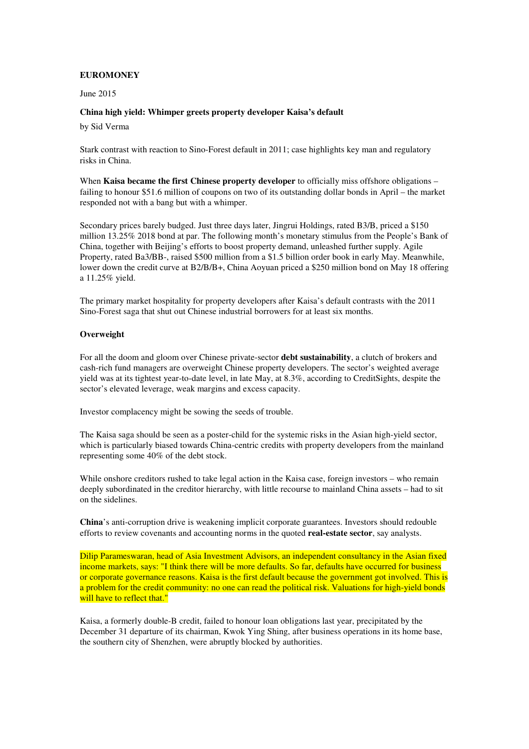**EUROMONEY**

June 2015

**China high yield: Whimper greets property developer Kaisa's default**

by Sid Verma

Stark contrast with reaction to Sino-Forest default in 2011; case highlights key man and regulatory risks in China.

When **Kaisa became the first Chinese property developer** to officially miss offshore obligations – failing to honour $51.6 million of coupons on two of its outstanding dollar bonds in April – the market responded not with a bang but with a whimper.

Secondary prices barely budged. Just three days later, Jingrui Holdings, rated B3/B, priced a $150 million 13.25% 2018 bond at par. The following month's monetary stimulus from the People's Bank of China, together with Beijing's efforts to boost property demand, unleashed further supply. Agile Property, rated Ba3/BB-, raised $500 million from a $1.5 billion order book in early May. Meanwhile, lower down the credit curve at B2/B/B+, China Aoyuan priced a $250 million bond on May 18 offering a 11.25% yield.

The primary market hospitality for property developers after Kaisa's default contrasts with the 2011 Sino-Forest saga that shut out Chinese industrial borrowers for at least six months.

**Overweight**

For all the doom and gloom over Chinese private-sector **debt sustainability**, a clutch of brokers and cash-rich fund managers are overweight Chinese property developers. The sector's weighted average yield was at its tightest year-to-date level, in late May, at 8.3%, according to CreditSights, despite the sector's elevated leverage, weak margins and excess capacity.

Investor complacency might be sowing the seeds of trouble.

The Kaisa saga should be seen as a poster-child for the systemic risks in the Asian high-yield sector, which is particularly biased towards China-centric credits with property developers from the mainland representing some 40% of the debt stock.

While onshore creditors rushed to take legal action in the Kaisa case, foreign investors – who remain deeply subordinated in the creditor hierarchy, with little recourse to mainland China assets – had to sit on the sidelines.

**China**'s anti-corruption drive is weakening implicit corporate guarantees. Investors should redouble efforts to review covenants and accounting norms in the quoted **real-estate sector**, say analysts.

Dilip Parameswaran, head of Asia Investment Advisors, an independent consultancy in the Asian fixed income markets, says: "I think there will be more defaults. So far, defaults have occurred for business or corporate governance reasons. Kaisa is the first default because the government got involved. This is a problem for the credit community: no one can read the political risk. Valuations for high-yield bonds will have to reflect that."

Kaisa, a formerly double-B credit, failed to honour loan obligations last year, precipitated by the December 31 departure of its chairman, Kwok Ying Shing, after business operations in its home base, the southern city of Shenzhen, were abruptly blocked by authorities.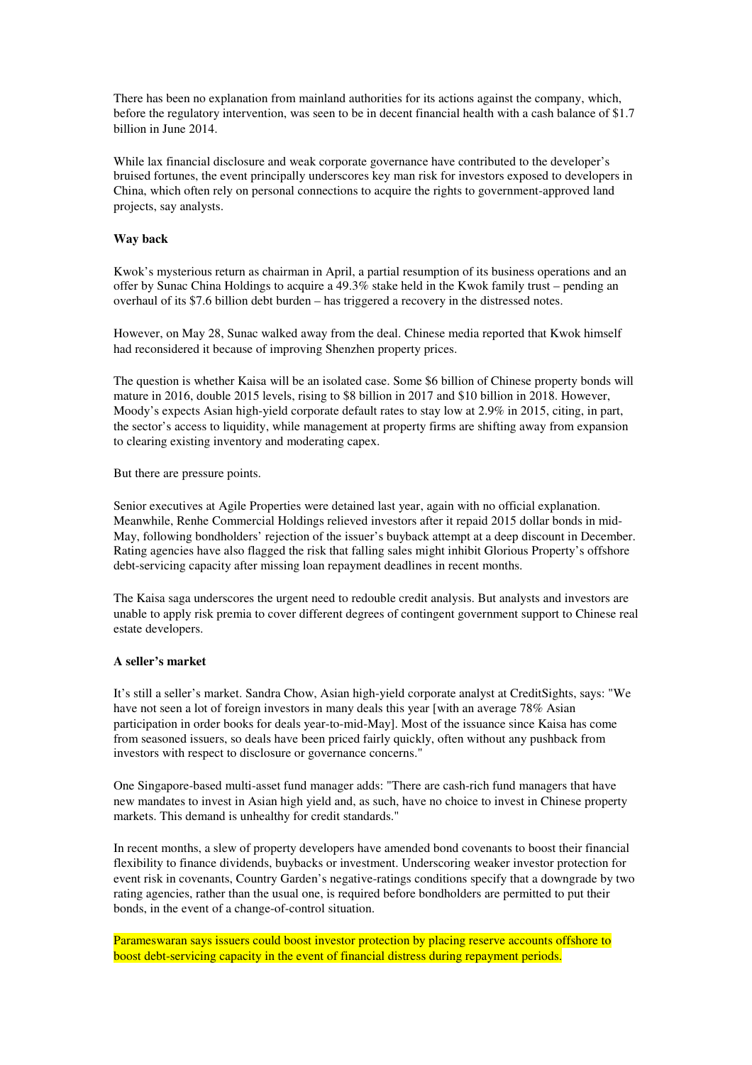There has been no explanation from mainland authorities for its actions against the company, which, before the regulatory intervention, was seen to be in decent financial health with a cash balance of $1.7 billion in June 2014.

While lax financial disclosure and weak corporate governance have contributed to the developer's bruised fortunes, the event principally underscores key man risk for investors exposed to developers in China, which often rely on personal connections to acquire the rights to government-approved land projects, say analysts.

**Way back**

Kwok's mysterious return as chairman in April, a partial resumption of its business operations and an offer by Sunac China Holdings to acquire a 49.3% stake held in the Kwok family trust – pending an overhaul of its $7.6 billion debt burden – has triggered a recovery in the distressed notes.

However, on May 28, Sunac walked away from the deal. Chinese media reported that Kwok himself had reconsidered it because of improving Shenzhen property prices.

The question is whether Kaisa will be an isolated case. Some $6 billion of Chinese property bonds will mature in 2016, double 2015 levels, rising to $8 billion in 2017 and $10 billion in 2018. However, Moody's expects Asian high-yield corporate default rates to stay low at 2.9% in 2015, citing, in part, the sector's access to liquidity, while management at property firms are shifting away from expansion to clearing existing inventory and moderating capex.

But there are pressure points.

Senior executives at Agile Properties were detained last year, again with no official explanation. Meanwhile, Renhe Commercial Holdings relieved investors after it repaid 2015 dollar bonds in mid-May, following bondholders' rejection of the issuer's buyback attempt at a deep discount in December. Rating agencies have also flagged the risk that falling sales might inhibit Glorious Property's offshore debt-servicing capacity after missing loan repayment deadlines in recent months.

The Kaisa saga underscores the urgent need to redouble credit analysis. But analysts and investors are unable to apply risk premia to cover different degrees of contingent government support to Chinese real estate developers.

**A seller's market**

It's still a seller's market. Sandra Chow, Asian high-yield corporate analyst at CreditSights, says: "We have not seen a lot of foreign investors in many deals this year [with an average 78% Asian participation in order books for deals year-to-mid-May]. Most of the issuance since Kaisa has come from seasoned issuers, so deals have been priced fairly quickly, often without any pushback from investors with respect to disclosure or governance concerns."

One Singapore-based multi-asset fund manager adds: "There are cash-rich fund managers that have new mandates to invest in Asian high yield and, as such, have no choice to invest in Chinese property markets. This demand is unhealthy for credit standards."

In recent months, a slew of property developers have amended bond covenants to boost their financial flexibility to finance dividends, buybacks or investment. Underscoring weaker investor protection for event risk in covenants, Country Garden's negative-ratings conditions specify that a downgrade by two rating agencies, rather than the usual one, is required before bondholders are permitted to put their bonds, in the event of a change-of-control situation.

Parameswaran says issuers could boost investor protection by placing reserve accounts offshore to boost debt-servicing capacity in the event of financial distress during repayment periods.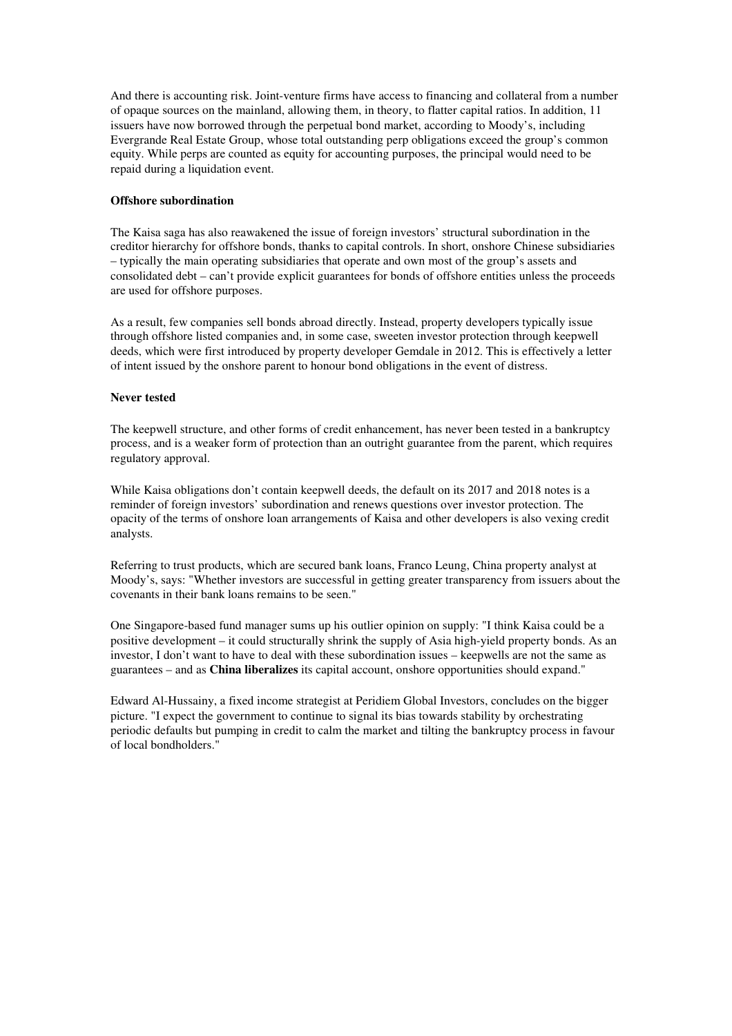And there is accounting risk. Joint-venture firms have access to financing and collateral from a number of opaque sources on the mainland, allowing them, in theory, to flatter capital ratios. In addition, 11 issuers have now borrowed through the perpetual bond market, according to Moody's, including Evergrande Real Estate Group, whose total outstanding perp obligations exceed the group's common equity. While perps are counted as equity for accounting purposes, the principal would need to be repaid during a liquidation event.

**Offshore subordination**

The Kaisa saga has also reawakened the issue of foreign investors' structural subordination in the creditor hierarchy for offshore bonds, thanks to capital controls. In short, onshore Chinese subsidiaries – typically the main operating subsidiaries that operate and own most of the group's assets and consolidated debt – can't provide explicit guarantees for bonds of offshore entities unless the proceeds are used for offshore purposes.

As a result, few companies sell bonds abroad directly. Instead, property developers typically issue through offshore listed companies and, in some case, sweeten investor protection through keepwell deeds, which were first introduced by property developer Gemdale in 2012. This is effectively a letter of intent issued by the onshore parent to honour bond obligations in the event of distress.

**Never tested**

The keepwell structure, and other forms of credit enhancement, has never been tested in a bankruptcy process, and is a weaker form of protection than an outright guarantee from the parent, which requires regulatory approval.

While Kaisa obligations don't contain keepwell deeds, the default on its 2017 and 2018 notes is a reminder of foreign investors' subordination and renews questions over investor protection. The opacity of the terms of onshore loan arrangements of Kaisa and other developers is also vexing credit analysts.

Referring to trust products, which are secured bank loans, Franco Leung, China property analyst at Moody's, says: "Whether investors are successful in getting greater transparency from issuers about the covenants in their bank loans remains to be seen."

One Singapore-based fund manager sums up his outlier opinion on supply: "I think Kaisa could be a positive development – it could structurally shrink the supply of Asia high-yield property bonds. As an investor, I don't want to have to deal with these subordination issues – keepwells are not the same as guarantees – and as **China liberalizes** its capital account, onshore opportunities should expand."

Edward Al-Hussainy, a fixed income strategist at Peridiem Global Investors, concludes on the bigger picture. "I expect the government to continue to signal its bias towards stability by orchestrating periodic defaults but pumping in credit to calm the market and tilting the bankruptcy process in favour of local bondholders."